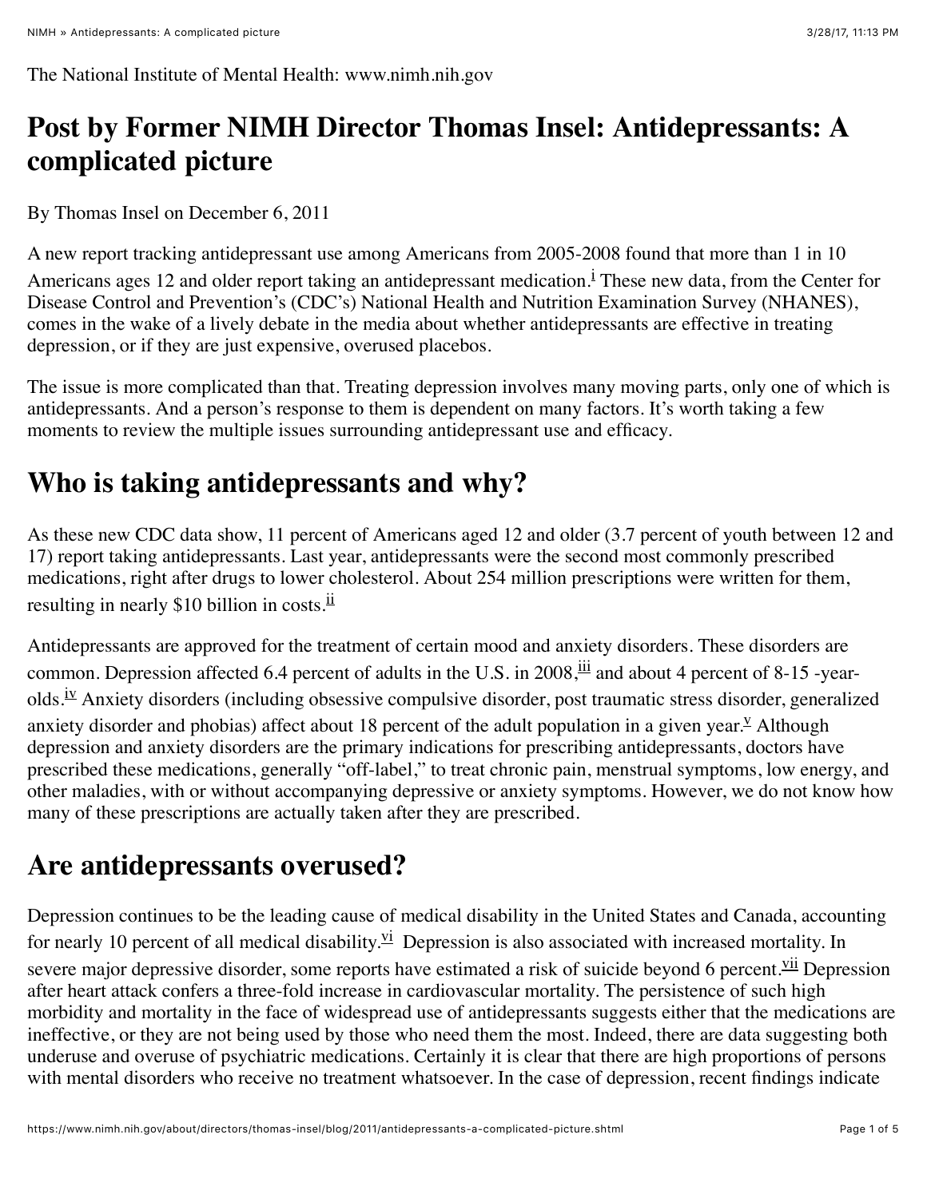The National Institute of Mental Health: www.nimh.nih.gov

# Post by Former NIMH Director Thomas Insel: Antidepressants: A complicated picture

By Thomas Insel on December 6, 2011

A new report tracking antidepressant use among Americans from 2005-2008 found that more than 1 in 10 Americans ages 12 and older report taking an antidepressant medication.[i] These new data, from the Center for Disease Control and Prevention's (CDC's) National Health and Nutrition Examination Survey (NHANES), comes in the wake of a lively debate in the media about whether antidepressants are effective in treating depression, or if they are just expensive, overused placebos.

The issue is more complicated than that. Treating depression involves many moving parts, only one of which is antidepressants. And a person's response to them is dependent on many factors. It's worth taking a few moments to review the multiple issues surrounding antidepressant use and efficacy.

## Who is taking antidepressants and why?

As these new CDC data show, 11 percent of Americans aged 12 and older (3.7 percent of youth between 12 and 17) report taking antidepressants. Last year, antidepressants were the second most commonly prescribed medications, right after drugs to lower cholesterol. About 254 million prescriptions were written for them, resulting in nearly $10 billion in costs.[ii]

Antidepressants are approved for the treatment of certain mood and anxiety disorders. These disorders are common. Depression affected 6.4 percent of adults in the U.S. in 2008,[iii] and about 4 percent of 8-15 -year-olds.[iv] Anxiety disorders (including obsessive compulsive disorder, post traumatic stress disorder, generalized anxiety disorder and phobias) affect about 18 percent of the adult population in a given year.[v] Although depression and anxiety disorders are the primary indications for prescribing antidepressants, doctors have prescribed these medications, generally "off-label," to treat chronic pain, menstrual symptoms, low energy, and other maladies, with or without accompanying depressive or anxiety symptoms. However, we do not know how many of these prescriptions are actually taken after they are prescribed.

## Are antidepressants overused?

Depression continues to be the leading cause of medical disability in the United States and Canada, accounting for nearly 10 percent of all medical disability.[vi] Depression is also associated with increased mortality. In severe major depressive disorder, some reports have estimated a risk of suicide beyond 6 percent.[vii] Depression after heart attack confers a three-fold increase in cardiovascular mortality. The persistence of such high morbidity and mortality in the face of widespread use of antidepressants suggests either that the medications are ineffective, or they are not being used by those who need them the most. Indeed, there are data suggesting both underuse and overuse of psychiatric medications. Certainly it is clear that there are high proportions of persons with mental disorders who receive no treatment whatsoever. In the case of depression, recent findings indicate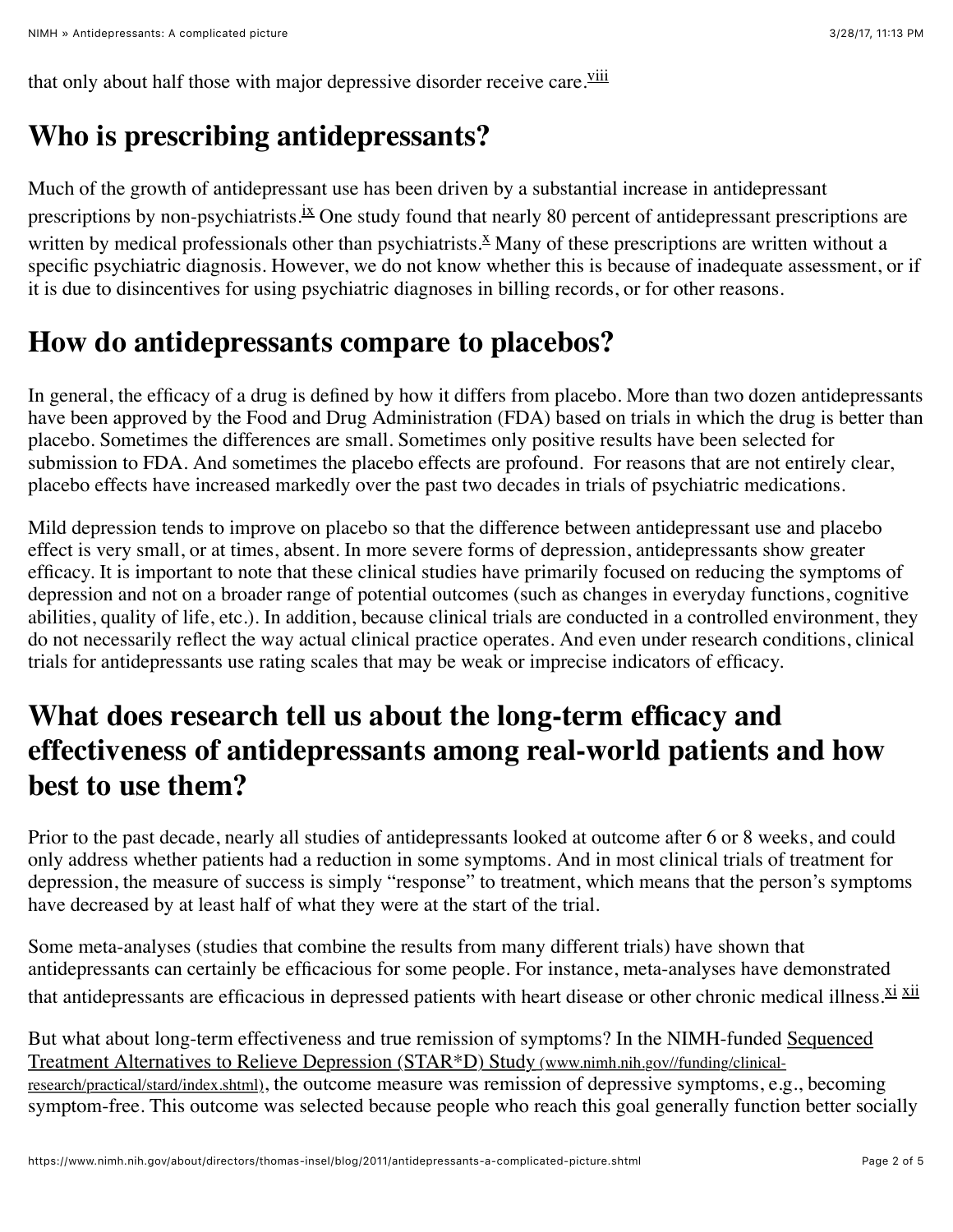that only about half those with major depressive disorder receive care.[viii]

## Who is prescribing antidepressants?

Much of the growth of antidepressant use has been driven by a substantial increase in antidepressant prescriptions by non-psychiatrists.[ix] One study found that nearly 80 percent of antidepressant prescriptions are written by medical professionals other than psychiatrists.[x] Many of these prescriptions are written without a specific psychiatric diagnosis. However, we do not know whether this is because of inadequate assessment, or if it is due to disincentives for using psychiatric diagnoses in billing records, or for other reasons.

## How do antidepressants compare to placebos?

In general, the efficacy of a drug is defined by how it differs from placebo. More than two dozen antidepressants have been approved by the Food and Drug Administration (FDA) based on trials in which the drug is better than placebo. Sometimes the differences are small. Sometimes only positive results have been selected for submission to FDA. And sometimes the placebo effects are profound. For reasons that are not entirely clear, placebo effects have increased markedly over the past two decades in trials of psychiatric medications.

Mild depression tends to improve on placebo so that the difference between antidepressant use and placebo effect is very small, or at times, absent. In more severe forms of depression, antidepressants show greater efficacy. It is important to note that these clinical studies have primarily focused on reducing the symptoms of depression and not on a broader range of potential outcomes (such as changes in everyday functions, cognitive abilities, quality of life, etc.). In addition, because clinical trials are conducted in a controlled environment, they do not necessarily reflect the way actual clinical practice operates. And even under research conditions, clinical trials for antidepressants use rating scales that may be weak or imprecise indicators of efficacy.

## What does research tell us about the long-term efficacy and effectiveness of antidepressants among real-world patients and how best to use them?

Prior to the past decade, nearly all studies of antidepressants looked at outcome after 6 or 8 weeks, and could only address whether patients had a reduction in some symptoms. And in most clinical trials of treatment for depression, the measure of success is simply "response" to treatment, which means that the person's symptoms have decreased by at least half of what they were at the start of the trial.

Some meta-analyses (studies that combine the results from many different trials) have shown that antidepressants can certainly be efficacious for some people. For instance, meta-analyses have demonstrated that antidepressants are efficacious in depressed patients with heart disease or other chronic medical illness.[xi] [xii]

But what about long-term effectiveness and true remission of symptoms? In the NIMH-funded Sequenced Treatment Alternatives to Relieve Depression (STAR*D) Study (www.nimh.nih.gov//funding/clinical-research/practical/stard/index.shtml), the outcome measure was remission of depressive symptoms, e.g., becoming symptom-free. This outcome was selected because people who reach this goal generally function better socially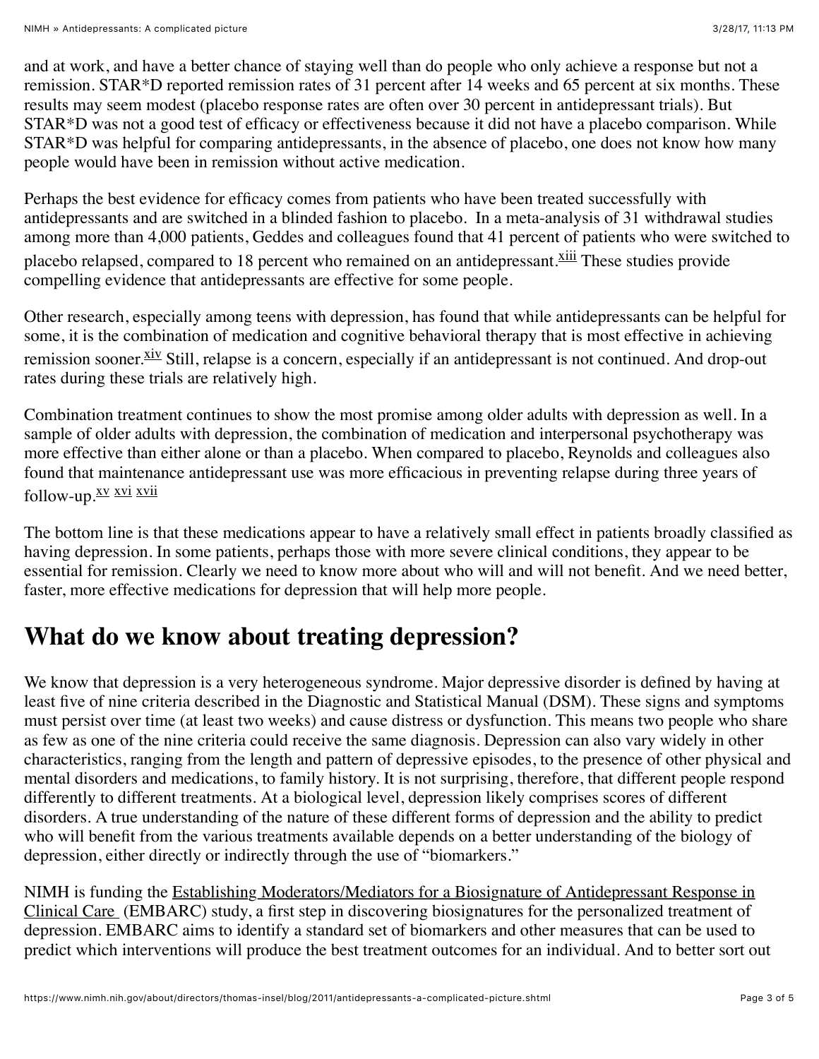and at work, and have a better chance of staying well than do people who only achieve a response but not a remission. STAR*D reported remission rates of 31 percent after 14 weeks and 65 percent at six months. These results may seem modest (placebo response rates are often over 30 percent in antidepressant trials). But STAR*D was not a good test of efficacy or effectiveness because it did not have a placebo comparison. While STAR*D was helpful for comparing antidepressants, in the absence of placebo, one does not know how many people would have been in remission without active medication.

Perhaps the best evidence for efficacy comes from patients who have been treated successfully with antidepressants and are switched in a blinded fashion to placebo. In a meta-analysis of 31 withdrawal studies among more than 4,000 patients, Geddes and colleagues found that 41 percent of patients who were switched to placebo relapsed, compared to 18 percent who remained on an antidepressant.[xiii] These studies provide compelling evidence that antidepressants are effective for some people.

Other research, especially among teens with depression, has found that while antidepressants can be helpful for some, it is the combination of medication and cognitive behavioral therapy that is most effective in achieving remission sooner.[xiv] Still, relapse is a concern, especially if an antidepressant is not continued. And drop-out rates during these trials are relatively high.

Combination treatment continues to show the most promise among older adults with depression as well. In a sample of older adults with depression, the combination of medication and interpersonal psychotherapy was more effective than either alone or than a placebo. When compared to placebo, Reynolds and colleagues also found that maintenance antidepressant use was more efficacious in preventing relapse during three years of follow-up.[xv] [xvi] [xvii]

The bottom line is that these medications appear to have a relatively small effect in patients broadly classified as having depression. In some patients, perhaps those with more severe clinical conditions, they appear to be essential for remission. Clearly we need to know more about who will and will not benefit. And we need better, faster, more effective medications for depression that will help more people.

## What do we know about treating depression?

We know that depression is a very heterogeneous syndrome. Major depressive disorder is defined by having at least five of nine criteria described in the Diagnostic and Statistical Manual (DSM). These signs and symptoms must persist over time (at least two weeks) and cause distress or dysfunction. This means two people who share as few as one of the nine criteria could receive the same diagnosis. Depression can also vary widely in other characteristics, ranging from the length and pattern of depressive episodes, to the presence of other physical and mental disorders and medications, to family history. It is not surprising, therefore, that different people respond differently to different treatments. At a biological level, depression likely comprises scores of different disorders. A true understanding of the nature of these different forms of depression and the ability to predict who will benefit from the various treatments available depends on a better understanding of the biology of depression, either directly or indirectly through the use of "biomarkers."

NIMH is funding the Establishing Moderators/Mediators for a Biosignature of Antidepressant Response in Clinical Care (EMBARC) study, a first step in discovering biosignatures for the personalized treatment of depression. EMBARC aims to identify a standard set of biomarkers and other measures that can be used to predict which interventions will produce the best treatment outcomes for an individual. And to better sort out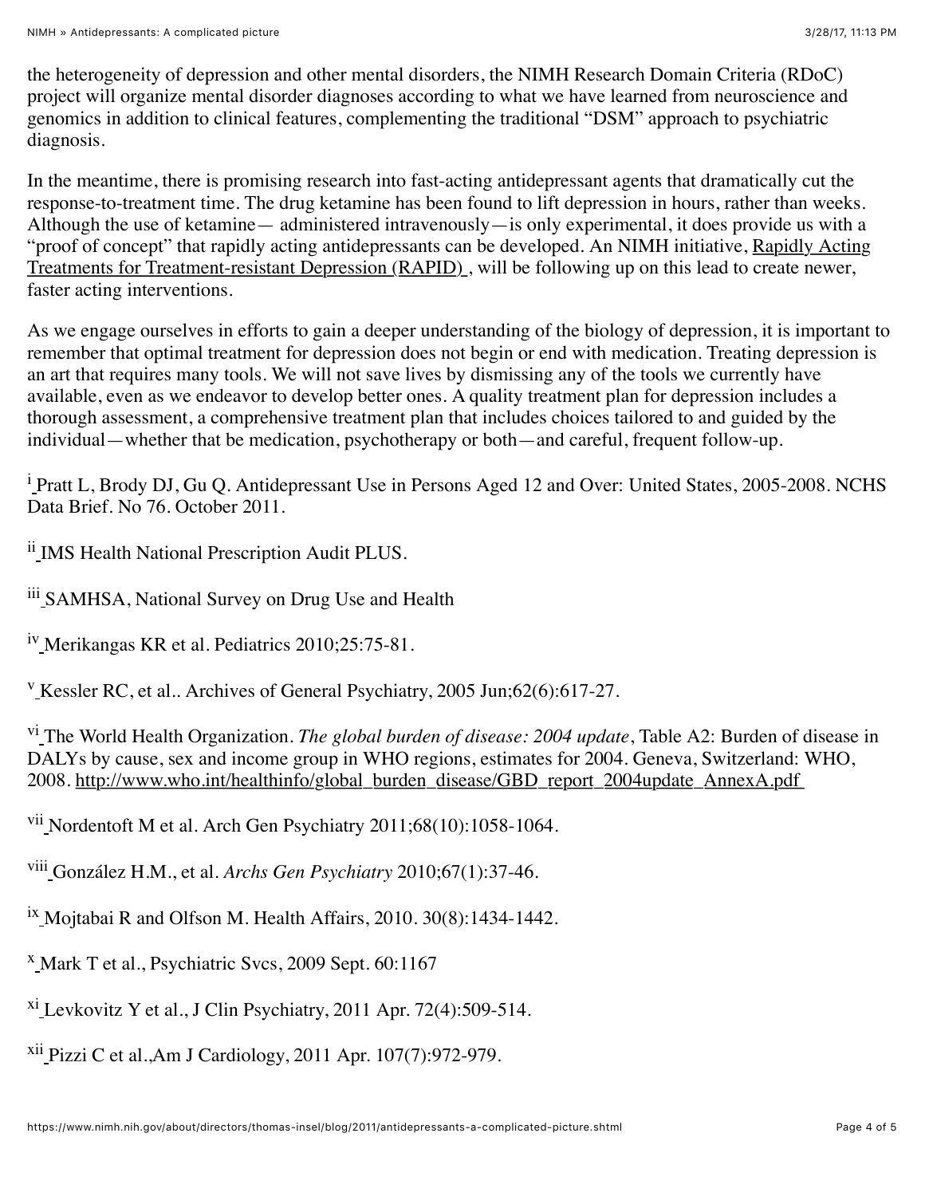the heterogeneity of depression and other mental disorders, the NIMH Research Domain Criteria (RDoC) project will organize mental disorder diagnoses according to what we have learned from neuroscience and genomics in addition to clinical features, complementing the traditional "DSM" approach to psychiatric diagnosis.

In the meantime, there is promising research into fast-acting antidepressant agents that dramatically cut the response-to-treatment time. The drug ketamine has been found to lift depression in hours, rather than weeks. Although the use of ketamine— administered intravenously—is only experimental, it does provide us with a "proof of concept" that rapidly acting antidepressants can be developed. An NIMH initiative, Rapidly Acting Treatments for Treatment-resistant Depression (RAPID) , will be following up on this lead to create newer, faster acting interventions.

As we engage ourselves in efforts to gain a deeper understanding of the biology of depression, it is important to remember that optimal treatment for depression does not begin or end with medication. Treating depression is an art that requires many tools. We will not save lives by dismissing any of the tools we currently have available, even as we endeavor to develop better ones. A quality treatment plan for depression includes a thorough assessment, a comprehensive treatment plan that includes choices tailored to and guided by the individual—whether that be medication, psychotherapy or both—and careful, frequent follow-up.

[i] Pratt L, Brody DJ, Gu Q. Antidepressant Use in Persons Aged 12 and Over: United States, 2005-2008. NCHS Data Brief. No 76. October 2011.

[ii] IMS Health National Prescription Audit PLUS.

[iii] SAMHSA, National Survey on Drug Use and Health

[iv] Merikangas KR et al. Pediatrics 2010;25:75-81.

[v] Kessler RC, et al.. Archives of General Psychiatry, 2005 Jun;62(6):617-27.

[vi] The World Health Organization. *The global burden of disease: 2004 update*, Table A2: Burden of disease in DALYs by cause, sex and income group in WHO regions, estimates for 2004. Geneva, Switzerland: WHO, 2008. http://www.who.int/healthinfo/global_burden_disease/GBD_report_2004update_AnnexA.pdf

[vii] Nordentoft M et al. Arch Gen Psychiatry 2011;68(10):1058-1064.

[viii] González H.M., et al. *Archs Gen Psychiatry* 2010;67(1):37-46.

[ix] Mojtabai R and Olfson M. Health Affairs, 2010. 30(8):1434-1442.

[x] Mark T et al., Psychiatric Svcs, 2009 Sept. 60:1167

[xi] Levkovitz Y et al., J Clin Psychiatry, 2011 Apr. 72(4):509-514.

[xii] Pizzi C et al.,Am J Cardiology, 2011 Apr. 107(7):972-979.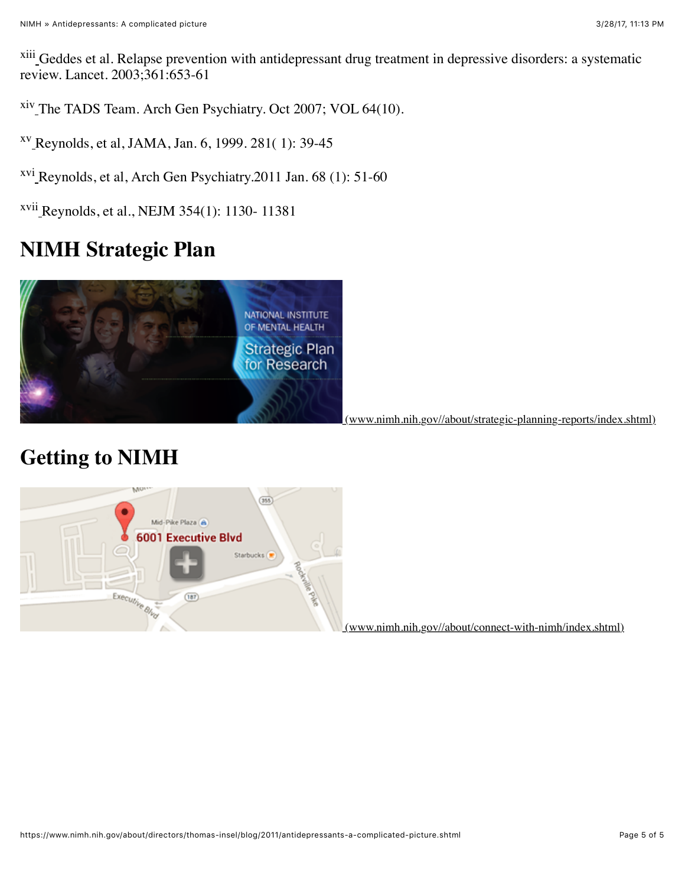[xiii] Geddes et al. Relapse prevention with antidepressant drug treatment in depressive disorders: a systematic review. Lancet. 2003;361:653-61

[xiv] The TADS Team. Arch Gen Psychiatry. Oct 2007; VOL 64(10).

[xv] Reynolds, et al, JAMA, Jan. 6, 1999. 281( 1): 39-45

[xvi] Reynolds, et al, Arch Gen Psychiatry.2011 Jan. 68 (1): 51-60

[xvii] Reynolds, et al., NEJM 354(1): 1130- 11381

## NIMH Strategic Plan

(www.nimh.nih.gov//about/strategic-planning-reports/index.shtml)

## Getting to NIMH

(www.nimh.nih.gov//about/connect-with-nimh/index.shtml)